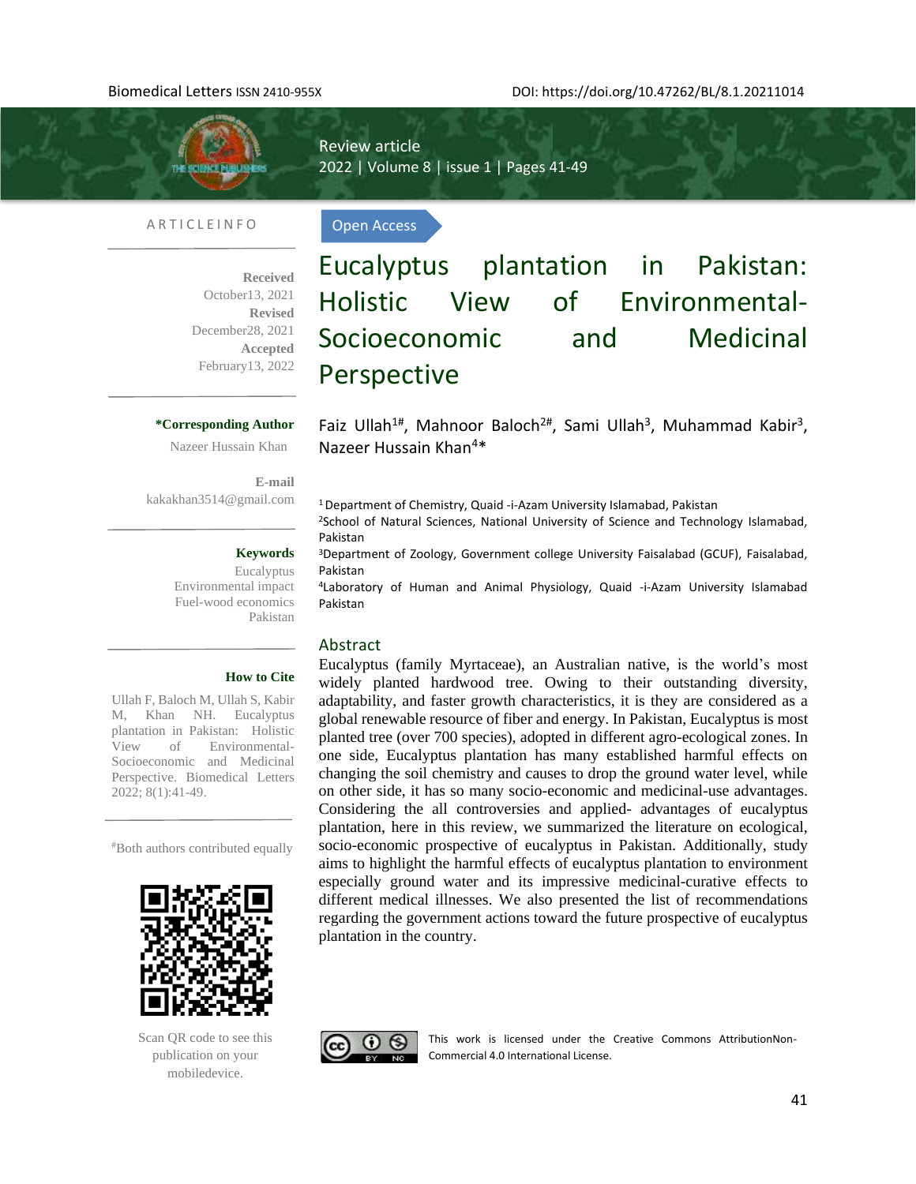Review article

Open Access

# Eucalyptus plantation in Pakistan: Holistic View of Environmental-Socioeconomic and Medicinal Perspective

Faiz Ullah[1#], Mahnoor Baloch[2#], Sami Ullah[3], Muhammad Kabir[3], Nazeer Hussain Khan[4*]

[1] Department of Chemistry, Quaid -i-Azam University Islamabad, Pakistan

[2] School of Natural Sciences, National University of Science and Technology Islamabad, Pakistan

[3] Department of Zoology, Government college University Faisalabad (GCUF), Faisalabad, Pakistan

[4] Laboratory of Human and Animal Physiology, Quaid -i-Azam University Islamabad Pakistan

**ARTICLE INFO**

**Received** October13, 2021
**Revised** December28, 2021
**Accepted** February13, 2022

**\*Corresponding Author**
Nazeer Hussain Khan

**E-mail**
kakakhan3514@gmail.com

**Keywords**
Eucalyptus
Environmental impact
Fuel-wood economics
Pakistan

**How to Cite**
Ullah F, Baloch M, Ullah S, Kabir M, Khan NH. Eucalyptus plantation in Pakistan: Holistic View of Environmental-Socioeconomic and Medicinal Perspective. Biomedical Letters 2022; 8(1):41-49.

[#] Both authors contributed equally

Scan QR code to see this publication on your mobiledevice.

## Abstract

Eucalyptus (family Myrtaceae), an Australian native, is the world's most widely planted hardwood tree. Owing to their outstanding diversity, adaptability, and faster growth characteristics, it is they are considered as a global renewable resource of fiber and energy. In Pakistan, Eucalyptus is most planted tree (over 700 species), adopted in different agro-ecological zones. In one side, Eucalyptus plantation has many established harmful effects on changing the soil chemistry and causes to drop the ground water level, while on other side, it has so many socio-economic and medicinal-use advantages. Considering the all controversies and applied- advantages of eucalyptus plantation, here in this review, we summarized the literature on ecological, socio-economic prospective of eucalyptus in Pakistan. Additionally, study aims to highlight the harmful effects of eucalyptus plantation to environment especially ground water and its impressive medicinal-curative effects to different medical illnesses. We also presented the list of recommendations regarding the government actions toward the future prospective of eucalyptus plantation in the country.

This work is licensed under the Creative Commons AttributionNon-Commercial 4.0 International License.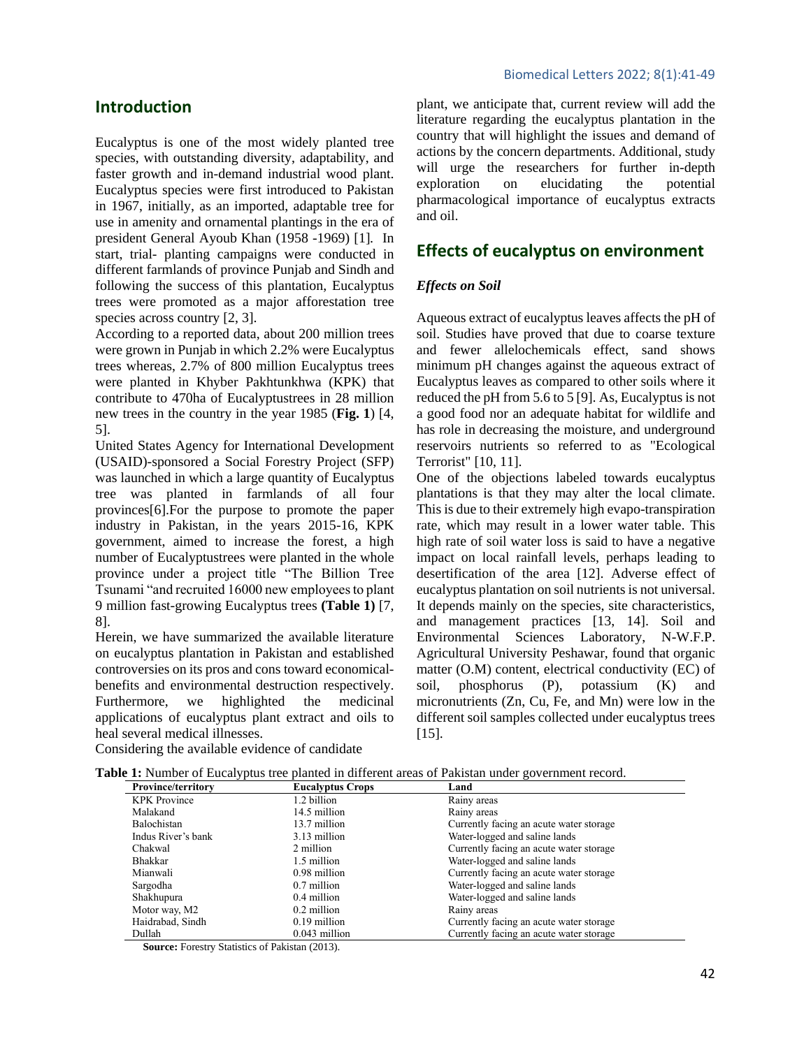## Introduction

Eucalyptus is one of the most widely planted tree species, with outstanding diversity, adaptability, and faster growth and in-demand industrial wood plant. Eucalyptus species were first introduced to Pakistan in 1967, initially, as an imported, adaptable tree for use in amenity and ornamental plantings in the era of president General Ayoub Khan (1958 -1969) [1]. In start, trial- planting campaigns were conducted in different farmlands of province Punjab and Sindh and following the success of this plantation, Eucalyptus trees were promoted as a major afforestation tree species across country [2, 3].

According to a reported data, about 200 million trees were grown in Punjab in which 2.2% were Eucalyptus trees whereas, 2.7% of 800 million Eucalyptus trees were planted in Khyber Pakhtunkhwa (KPK) that contribute to 470ha of Eucalyptustrees in 28 million new trees in the country in the year 1985 (**Fig. 1**) [4, 5].

United States Agency for International Development (USAID)-sponsored a Social Forestry Project (SFP) was launched in which a large quantity of Eucalyptus tree was planted in farmlands of all four provinces[6].For the purpose to promote the paper industry in Pakistan, in the years 2015-16, KPK government, aimed to increase the forest, a high number of Eucalyptustrees were planted in the whole province under a project title "The Billion Tree Tsunami "and recruited 16000 new employees to plant 9 million fast-growing Eucalyptus trees **(Table 1)** [7, 8].

Herein, we have summarized the available literature on eucalyptus plantation in Pakistan and established controversies on its pros and cons toward economical-benefits and environmental destruction respectively. Furthermore, we highlighted the medicinal applications of eucalyptus plant extract and oils to heal several medical illnesses.

Considering the available evidence of candidate plant, we anticipate that, current review will add the literature regarding the eucalyptus plantation in the country that will highlight the issues and demand of actions by the concern departments. Additional, study will urge the researchers for further in-depth exploration on elucidating the potential pharmacological importance of eucalyptus extracts and oil.

## Effects of eucalyptus on environment

### *Effects on Soil*

Aqueous extract of eucalyptus leaves affects the pH of soil. Studies have proved that due to coarse texture and fewer allelochemicals effect, sand shows minimum pH changes against the aqueous extract of Eucalyptus leaves as compared to other soils where it reduced the pH from 5.6 to 5 [9]. As, Eucalyptus is not a good food nor an adequate habitat for wildlife and has role in decreasing the moisture, and underground reservoirs nutrients so referred to as "Ecological Terrorist" [10, 11].

One of the objections labeled towards eucalyptus plantations is that they may alter the local climate. This is due to their extremely high evapo-transpiration rate, which may result in a lower water table. This high rate of soil water loss is said to have a negative impact on local rainfall levels, perhaps leading to desertification of the area [12]. Adverse effect of eucalyptus plantation on soil nutrients is not universal. It depends mainly on the species, site characteristics, and management practices [13, 14]. Soil and Environmental Sciences Laboratory, N-W.F.P. Agricultural University Peshawar, found that organic matter (O.M) content, electrical conductivity (EC) of soil, phosphorus (P), potassium (K) and micronutrients (Zn, Cu, Fe, and Mn) were low in the different soil samples collected under eucalyptus trees [15].

**Table 1:** Number of Eucalyptus tree planted in different areas of Pakistan under government record.

| Province/territory | Eucalyptus Crops | Land |
|---|---|---|
| KPK Province | 1.2 billion | Rainy areas |
| Malakand | 14.5 million | Rainy areas |
| Balochistan | 13.7 million | Currently facing an acute water storage |
| Indus River's bank | 3.13 million | Water-logged and saline lands |
| Chakwal | 2 million | Currently facing an acute water storage |
| Bhakkar | 1.5 million | Water-logged and saline lands |
| Mianwali | 0.98 million | Currently facing an acute water storage |
| Sargodha | 0.7 million | Water-logged and saline lands |
| Shakhupura | 0.4 million | Water-logged and saline lands |
| Motor way, M2 | 0.2 million | Rainy areas |
| Haidrabad, Sindh | 0.19 million | Currently facing an acute water storage |
| Dullah | 0.043 million | Currently facing an acute water storage |

**Source:** Forestry Statistics of Pakistan (2013).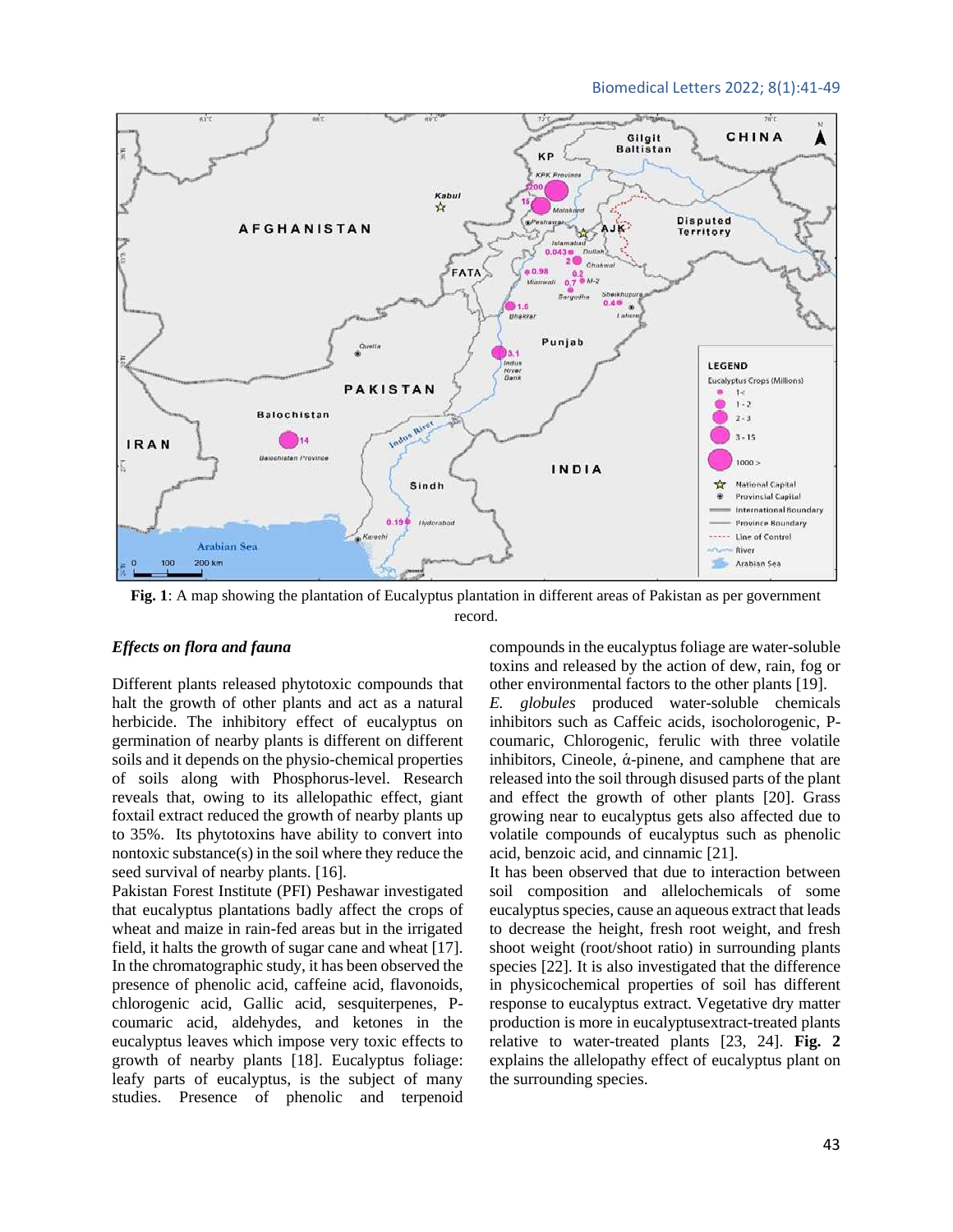**Fig. 1**: A map showing the plantation of Eucalyptus plantation in different areas of Pakistan as per government record.

### *Effects on flora and fauna*

Different plants released phytotoxic compounds that halt the growth of other plants and act as a natural herbicide. The inhibitory effect of eucalyptus on germination of nearby plants is different on different soils and it depends on the physio-chemical properties of soils along with Phosphorus-level. Research reveals that, owing to its allelopathic effect, giant foxtail extract reduced the growth of nearby plants up to 35%. Its phytotoxins have ability to convert into nontoxic substance(s) in the soil where they reduce the seed survival of nearby plants. [16].

Pakistan Forest Institute (PFI) Peshawar investigated that eucalyptus plantations badly affect the crops of wheat and maize in rain-fed areas but in the irrigated field, it halts the growth of sugar cane and wheat [17]. In the chromatographic study, it has been observed the presence of phenolic acid, caffeine acid, flavonoids, chlorogenic acid, Gallic acid, sesquiterpenes, P-coumaric acid, aldehydes, and ketones in the eucalyptus leaves which impose very toxic effects to growth of nearby plants [18]. Eucalyptus foliage: leafy parts of eucalyptus, is the subject of many studies. Presence of phenolic and terpenoid compounds in the eucalyptus foliage are water-soluble toxins and released by the action of dew, rain, fog or other environmental factors to the other plants [19].

*E. globules* produced water-soluble chemicals inhibitors such as Caffeic acids, isocholorogenic, P-coumaric, Chlorogenic, ferulic with three volatile inhibitors, Cineole, ά-pinene, and camphene that are released into the soil through disused parts of the plant and effect the growth of other plants [20]. Grass growing near to eucalyptus gets also affected due to volatile compounds of eucalyptus such as phenolic acid, benzoic acid, and cinnamic [21].

It has been observed that due to interaction between soil composition and allelochemicals of some eucalyptus species, cause an aqueous extract that leads to decrease the height, fresh root weight, and fresh shoot weight (root/shoot ratio) in surrounding plants species [22]. It is also investigated that the difference in physicochemical properties of soil has different response to eucalyptus extract. Vegetative dry matter production is more in eucalyptusextract-treated plants relative to water-treated plants [23, 24]. **Fig. 2** explains the allelopathy effect of eucalyptus plant on the surrounding species.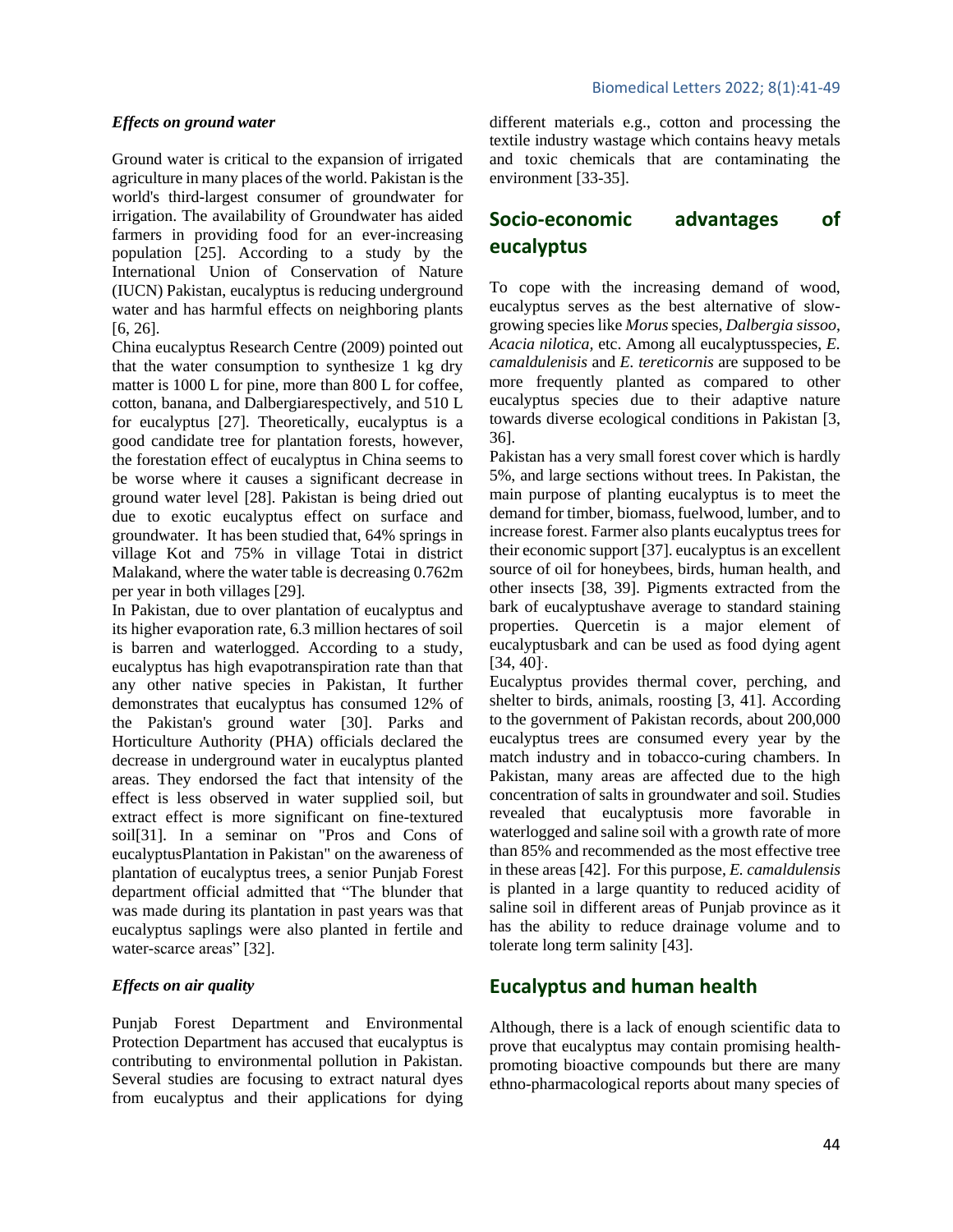### *Effects on ground water*

Ground water is critical to the expansion of irrigated agriculture in many places of the world. Pakistan is the world's third-largest consumer of groundwater for irrigation. The availability of Groundwater has aided farmers in providing food for an ever-increasing population [25]. According to a study by the International Union of Conservation of Nature (IUCN) Pakistan, eucalyptus is reducing underground water and has harmful effects on neighboring plants [6, 26].

China eucalyptus Research Centre (2009) pointed out that the water consumption to synthesize 1 kg dry matter is 1000 L for pine, more than 800 L for coffee, cotton, banana, and Dalbergiarespectively, and 510 L for eucalyptus [27]. Theoretically, eucalyptus is a good candidate tree for plantation forests, however, the forestation effect of eucalyptus in China seems to be worse where it causes a significant decrease in ground water level [28]. Pakistan is being dried out due to exotic eucalyptus effect on surface and groundwater. It has been studied that, 64% springs in village Kot and 75% in village Totai in district Malakand, where the water table is decreasing 0.762m per year in both villages [29].

In Pakistan, due to over plantation of eucalyptus and its higher evaporation rate, 6.3 million hectares of soil is barren and waterlogged. According to a study, eucalyptus has high evapotranspiration rate than that any other native species in Pakistan, It further demonstrates that eucalyptus has consumed 12% of the Pakistan's ground water [30]. Parks and Horticulture Authority (PHA) officials declared the decrease in underground water in eucalyptus planted areas. They endorsed the fact that intensity of the effect is less observed in water supplied soil, but extract effect is more significant on fine-textured soil[31]. In a seminar on "Pros and Cons of eucalyptusPlantation in Pakistan" on the awareness of plantation of eucalyptus trees, a senior Punjab Forest department official admitted that "The blunder that was made during its plantation in past years was that eucalyptus saplings were also planted in fertile and water-scarce areas" [32].

### *Effects on air quality*

Punjab Forest Department and Environmental Protection Department has accused that eucalyptus is contributing to environmental pollution in Pakistan. Several studies are focusing to extract natural dyes from eucalyptus and their applications for dying different materials e.g., cotton and processing the textile industry wastage which contains heavy metals and toxic chemicals that are contaminating the environment [33-35].

## Socio-economic advantages of eucalyptus

To cope with the increasing demand of wood, eucalyptus serves as the best alternative of slow-growing species like *Morus* species, *Dalbergia sissoo*, *Acacia nilotica,* etc. Among all eucalyptusspecies, *E. camaldulenisis* and *E. tereticornis* are supposed to be more frequently planted as compared to other eucalyptus species due to their adaptive nature towards diverse ecological conditions in Pakistan [3, 36].

Pakistan has a very small forest cover which is hardly 5%, and large sections without trees. In Pakistan, the main purpose of planting eucalyptus is to meet the demand for timber, biomass, fuelwood, lumber, and to increase forest. Farmer also plants eucalyptus trees for their economic support [37]. eucalyptus is an excellent source of oil for honeybees, birds, human health, and other insects [38, 39]. Pigments extracted from the bark of eucalyptushave average to standard staining properties. Quercetin is a major element of eucalyptusbark and can be used as food dying agent [34, 40].

Eucalyptus provides thermal cover, perching, and shelter to birds, animals, roosting [3, 41]. According to the government of Pakistan records, about 200,000 eucalyptus trees are consumed every year by the match industry and in tobacco-curing chambers. In Pakistan, many areas are affected due to the high concentration of salts in groundwater and soil. Studies revealed that eucalyptusis more favorable in waterlogged and saline soil with a growth rate of more than 85% and recommended as the most effective tree in these areas [42]. For this purpose, *E. camaldulensis* is planted in a large quantity to reduced acidity of saline soil in different areas of Punjab province as it has the ability to reduce drainage volume and to tolerate long term salinity [43].

## Eucalyptus and human health

Although, there is a lack of enough scientific data to prove that eucalyptus may contain promising health-promoting bioactive compounds but there are many ethno-pharmacological reports about many species of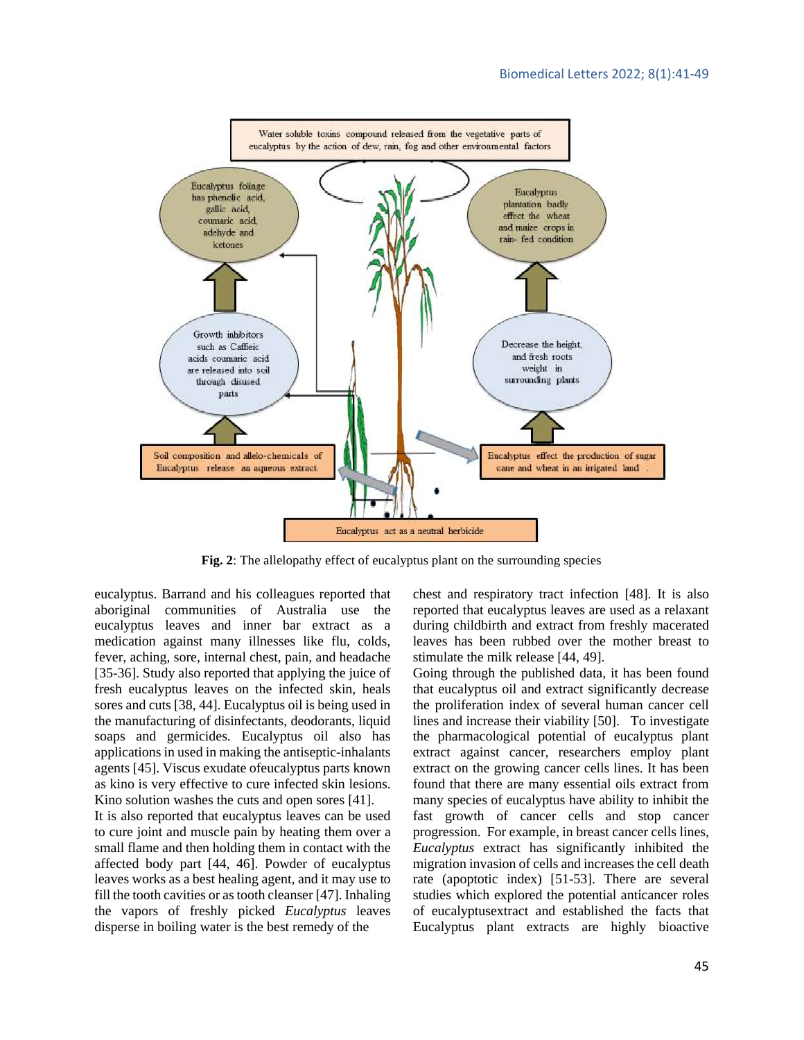**Fig. 2**: The allelopathy effect of eucalyptus plant on the surrounding species

eucalyptus. Barrand and his colleagues reported that aboriginal communities of Australia use the eucalyptus leaves and inner bar extract as a medication against many illnesses like flu, colds, fever, aching, sore, internal chest, pain, and headache [35-36]. Study also reported that applying the juice of fresh eucalyptus leaves on the infected skin, heals sores and cuts [38, 44]. Eucalyptus oil is being used in the manufacturing of disinfectants, deodorants, liquid soaps and germicides. Eucalyptus oil also has applications in used in making the antiseptic-inhalants agents [45]. Viscus exudate ofeucalyptus parts known as kino is very effective to cure infected skin lesions. Kino solution washes the cuts and open sores [41].

It is also reported that eucalyptus leaves can be used to cure joint and muscle pain by heating them over a small flame and then holding them in contact with the affected body part [44, 46]. Powder of eucalyptus leaves works as a best healing agent, and it may use to fill the tooth cavities or as tooth cleanser [47]. Inhaling the vapors of freshly picked *Eucalyptus* leaves disperse in boiling water is the best remedy of the chest and respiratory tract infection [48]. It is also reported that eucalyptus leaves are used as a relaxant during childbirth and extract from freshly macerated leaves has been rubbed over the mother breast to stimulate the milk release [44, 49].

Going through the published data, it has been found that eucalyptus oil and extract significantly decrease the proliferation index of several human cancer cell lines and increase their viability [50]. To investigate the pharmacological potential of eucalyptus plant extract against cancer, researchers employ plant extract on the growing cancer cells lines. It has been found that there are many essential oils extract from many species of eucalyptus have ability to inhibit the fast growth of cancer cells and stop cancer progression. For example, in breast cancer cells lines, *Eucalyptus* extract has significantly inhibited the migration invasion of cells and increases the cell death rate (apoptotic index) [51-53]. There are several studies which explored the potential anticancer roles of eucalyptusextract and established the facts that Eucalyptus plant extracts are highly bioactive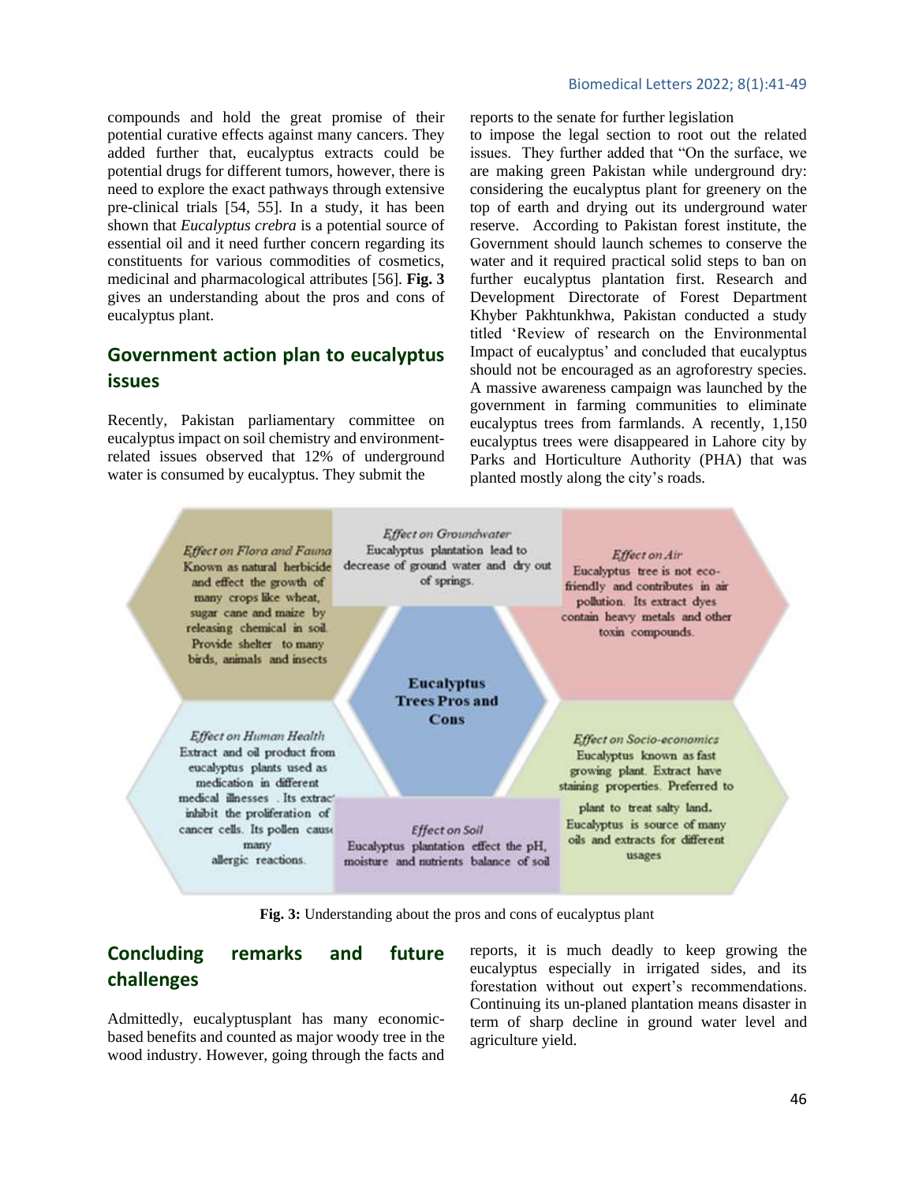compounds and hold the great promise of their potential curative effects against many cancers. They added further that, eucalyptus extracts could be potential drugs for different tumors, however, there is need to explore the exact pathways through extensive pre-clinical trials [54, 55]. In a study, it has been shown that *Eucalyptus crebra* is a potential source of essential oil and it need further concern regarding its constituents for various commodities of cosmetics, medicinal and pharmacological attributes [56]. **Fig. 3** gives an understanding about the pros and cons of eucalyptus plant.

## Government action plan to eucalyptus issues

Recently, Pakistan parliamentary committee on eucalyptus impact on soil chemistry and environment-related issues observed that 12% of underground water is consumed by eucalyptus. They submit the reports to the senate for further legislation to impose the legal section to root out the related issues. They further added that "On the surface, we are making green Pakistan while underground dry: considering the eucalyptus plant for greenery on the top of earth and drying out its underground water reserve. According to Pakistan forest institute, the Government should launch schemes to conserve the water and it required practical solid steps to ban on further eucalyptus plantation first. Research and Development Directorate of Forest Department Khyber Pakhtunkhwa, Pakistan conducted a study titled 'Review of research on the Environmental Impact of eucalyptus' and concluded that eucalyptus should not be encouraged as an agroforestry species. A massive awareness campaign was launched by the government in farming communities to eliminate eucalyptus trees from farmlands. A recently, 1,150 eucalyptus trees were disappeared in Lahore city by Parks and Horticulture Authority (PHA) that was planted mostly along the city's roads.

**Eucalyptus Trees Pros and Cons**

*Effect on Flora and Fauna*
Known as natural herbicide and effect the growth of many crops like wheat, sugar cane and maize by releasing chemical in soil. Provide shelter to many birds, animals and insects

*Effect on Groundwater*
Eucalyptus plantation lead to decrease of ground water and dry out of springs.

*Effect on Air*
Eucalyptus tree is not eco-friendly and contributes in air pollution. Its extract dyes contain heavy metals and other toxin compounds.

*Effect on Human Health*
Extract and oil product from eucalyptus plants used as medication in different medical illnesses . Its extract inhibit the proliferation of cancer cells. Its pollen cause many allergic reactions.

*Effect on Soil*
Eucalyptus plantation effect the pH, moisture and nutrients balance of soil

*Effect on Socio-economics*
Eucalyptus known as fast growing plant. Extract have staining properties. Preferred to plant to treat salty land. Eucalyptus is source of many oils and extracts for different usages

**Fig. 3:** Understanding about the pros and cons of eucalyptus plant

## Concluding remarks and future challenges

Admittedly, eucalyptusplant has many economic-based benefits and counted as major woody tree in the wood industry. However, going through the facts and reports, it is much deadly to keep growing the eucalyptus especially in irrigated sides, and its forestation without out expert's recommendations. Continuing its un-planed plantation means disaster in term of sharp decline in ground water level and agriculture yield.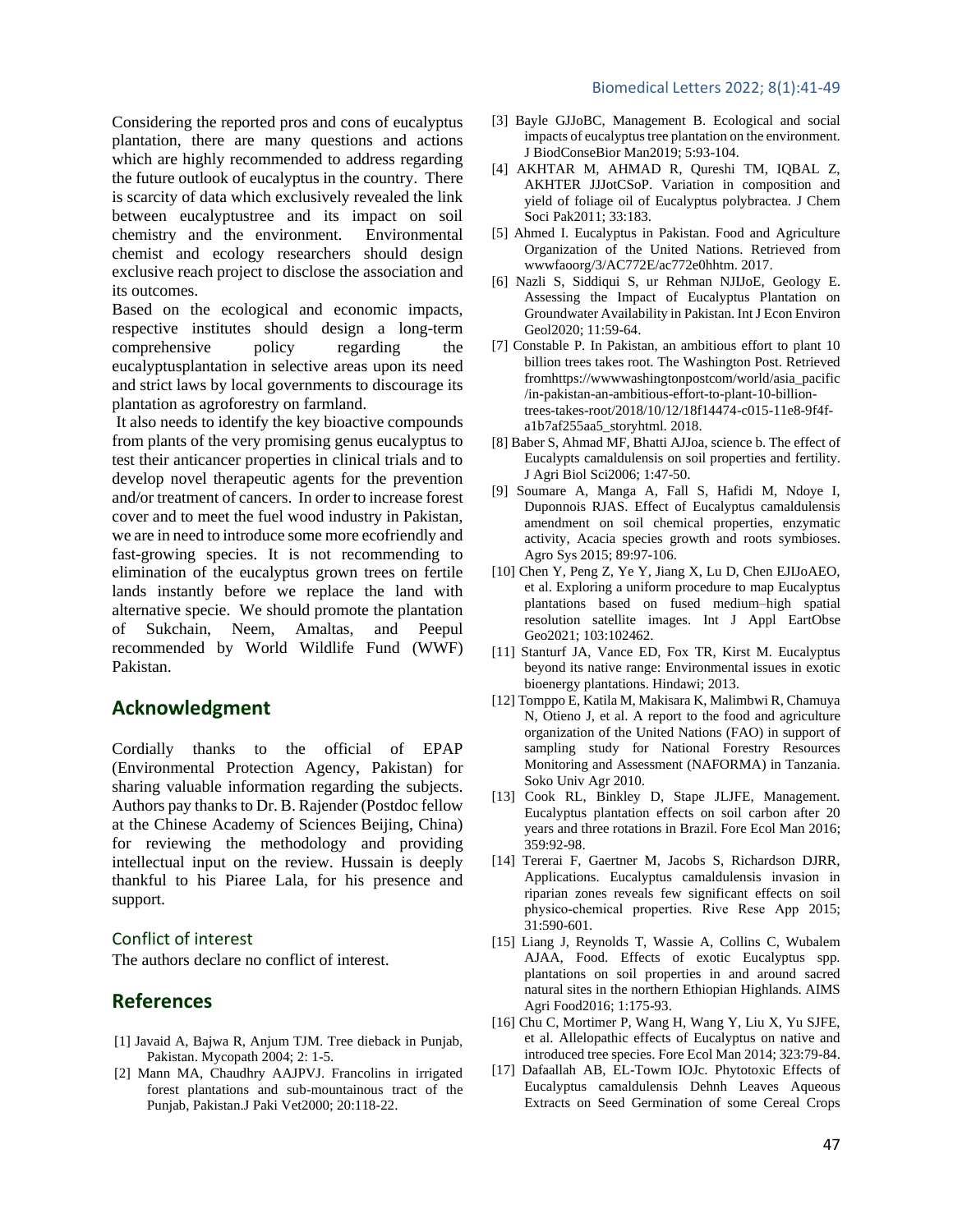Considering the reported pros and cons of eucalyptus plantation, there are many questions and actions which are highly recommended to address regarding the future outlook of eucalyptus in the country. There is scarcity of data which exclusively revealed the link between eucalyptustree and its impact on soil chemistry and the environment. Environmental chemist and ecology researchers should design exclusive reach project to disclose the association and its outcomes.

Based on the ecological and economic impacts, respective institutes should design a long-term comprehensive policy regarding the eucalyptusplantation in selective areas upon its need and strict laws by local governments to discourage its plantation as agroforestry on farmland.

It also needs to identify the key bioactive compounds from plants of the very promising genus eucalyptus to test their anticancer properties in clinical trials and to develop novel therapeutic agents for the prevention and/or treatment of cancers. In order to increase forest cover and to meet the fuel wood industry in Pakistan, we are in need to introduce some more ecofriendly and fast-growing species. It is not recommending to elimination of the eucalyptus grown trees on fertile lands instantly before we replace the land with alternative specie. We should promote the plantation of Sukchain, Neem, Amaltas, and Peepul recommended by World Wildlife Fund (WWF) Pakistan.

## Acknowledgment

Cordially thanks to the official of EPAP (Environmental Protection Agency, Pakistan) for sharing valuable information regarding the subjects. Authors pay thanks to Dr. B. Rajender (Postdoc fellow at the Chinese Academy of Sciences Beijing, China) for reviewing the methodology and providing intellectual input on the review. Hussain is deeply thankful to his Piaree Lala, for his presence and support.

### Conflict of interest

The authors declare no conflict of interest.

## References

[1] Javaid A, Bajwa R, Anjum TJM. Tree dieback in Punjab, Pakistan. Mycopath 2004; 2: 1-5.

[2] Mann MA, Chaudhry AAJPVJ. Francolins in irrigated forest plantations and sub-mountainous tract of the Punjab, Pakistan.J Paki Vet2000; 20:118-22.

[3] Bayle GJJoBC, Management B. Ecological and social impacts of eucalyptus tree plantation on the environment. J BiodConseBior Man2019; 5:93-104.

[4] AKHTAR M, AHMAD R, Qureshi TM, IQBAL Z, AKHTER JJJotCSoP. Variation in composition and yield of foliage oil of Eucalyptus polybractea. J Chem Soci Pak2011; 33:183.

[5] Ahmed I. Eucalyptus in Pakistan. Food and Agriculture Organization of the United Nations. Retrieved from wwwfaoorg/3/AC772E/ac772e0hhtm. 2017.

[6] Nazli S, Siddiqui S, ur Rehman NJIJoE, Geology E. Assessing the Impact of Eucalyptus Plantation on Groundwater Availability in Pakistan. Int J Econ Environ Geol2020; 11:59-64.

[7] Constable P. In Pakistan, an ambitious effort to plant 10 billion trees takes root. The Washington Post. Retrieved fromhttps://wwwwashingtonpostcom/world/asia_pacific/in-pakistan-an-ambitious-effort-to-plant-10-billion-trees-takes-root/2018/10/12/18f14474-c015-11e8-9f4f-a1b7af255aa5_storyhtml. 2018.

[8] Baber S, Ahmad MF, Bhatti AJJoa, science b. The effect of Eucalypts camaldulensis on soil properties and fertility. J Agri Biol Sci2006; 1:47-50.

[9] Soumare A, Manga A, Fall S, Hafidi M, Ndoye I, Duponnois RJAS. Effect of Eucalyptus camaldulensis amendment on soil chemical properties, enzymatic activity, Acacia species growth and roots symbioses. Agro Sys 2015; 89:97-106.

[10] Chen Y, Peng Z, Ye Y, Jiang X, Lu D, Chen EJIJoAEO, et al. Exploring a uniform procedure to map Eucalyptus plantations based on fused medium–high spatial resolution satellite images. Int J Appl EartObse Geo2021; 103:102462.

[11] Stanturf JA, Vance ED, Fox TR, Kirst M. Eucalyptus beyond its native range: Environmental issues in exotic bioenergy plantations. Hindawi; 2013.

[12] Tomppo E, Katila M, Makisara K, Malimbwi R, Chamuya N, Otieno J, et al. A report to the food and agriculture organization of the United Nations (FAO) in support of sampling study for National Forestry Resources Monitoring and Assessment (NAFORMA) in Tanzania. Soko Univ Agr 2010.

[13] Cook RL, Binkley D, Stape JLJFE, Management. Eucalyptus plantation effects on soil carbon after 20 years and three rotations in Brazil. Fore Ecol Man 2016; 359:92-98.

[14] Tererai F, Gaertner M, Jacobs S, Richardson DJRR, Applications. Eucalyptus camaldulensis invasion in riparian zones reveals few significant effects on soil physico-chemical properties. Rive Rese App 2015; 31:590-601.

[15] Liang J, Reynolds T, Wassie A, Collins C, Wubalem AJAA, Food. Effects of exotic Eucalyptus spp. plantations on soil properties in and around sacred natural sites in the northern Ethiopian Highlands. AIMS Agri Food2016; 1:175-93.

[16] Chu C, Mortimer P, Wang H, Wang Y, Liu X, Yu SJFE, et al. Allelopathic effects of Eucalyptus on native and introduced tree species. Fore Ecol Man 2014; 323:79-84.

[17] Dafaallah AB, EL-Towm IOJc. Phytotoxic Effects of Eucalyptus camaldulensis Dehnh Leaves Aqueous Extracts on Seed Germination of some Cereal Crops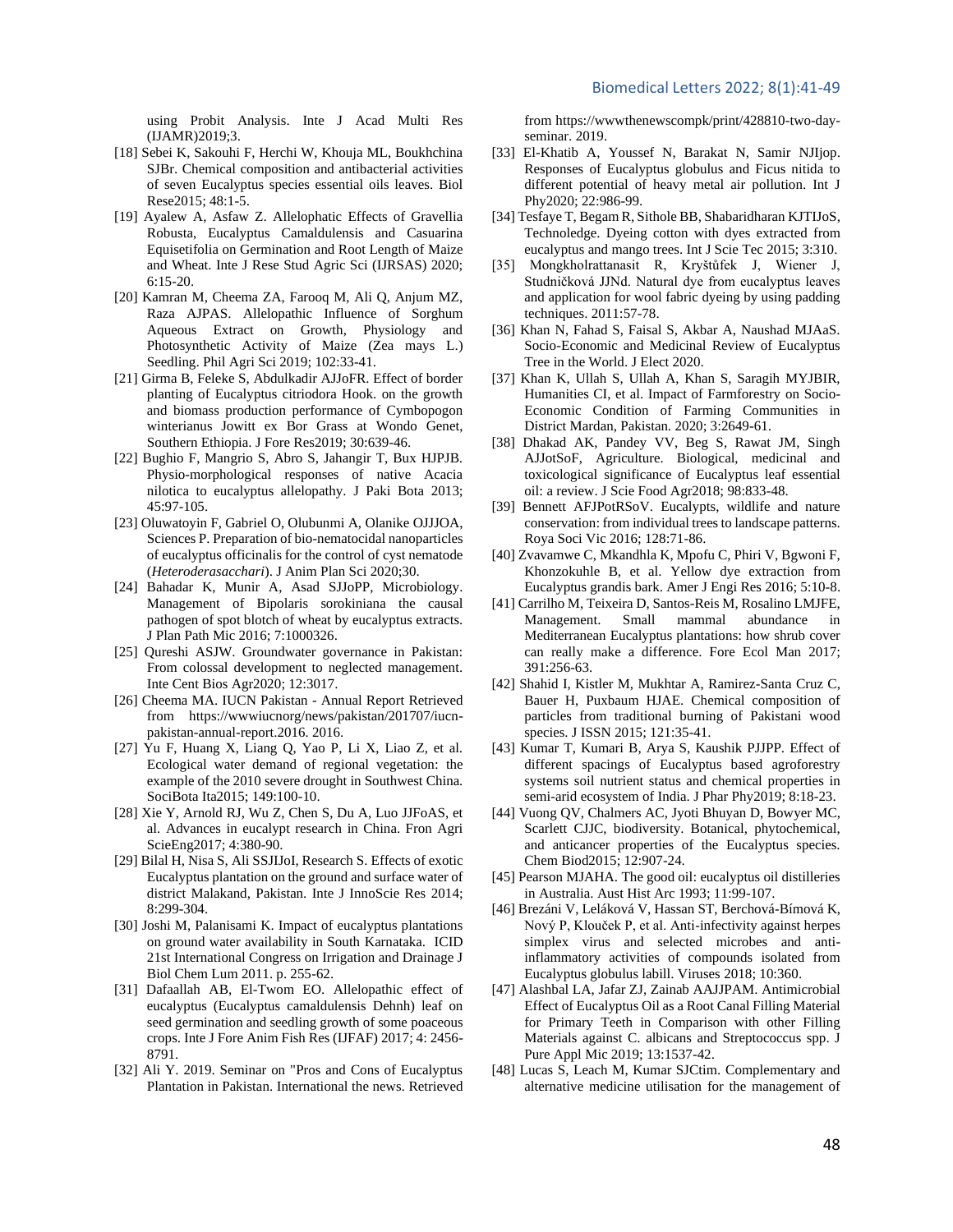using Probit Analysis. Inte J Acad Multi Res (IJAMR)2019;3.

[18] Sebei K, Sakouhi F, Herchi W, Khouja ML, Boukhchina SJBr. Chemical composition and antibacterial activities of seven Eucalyptus species essential oils leaves. Biol Rese2015; 48:1-5.

[19] Ayalew A, Asfaw Z. Allelophatic Effects of Gravellia Robusta, Eucalyptus Camaldulensis and Casuarina Equisetifolia on Germination and Root Length of Maize and Wheat. Inte J Rese Stud Agric Sci (IJRSAS) 2020; 6:15-20.

[20] Kamran M, Cheema ZA, Farooq M, Ali Q, Anjum MZ, Raza AJPAS. Allelopathic Influence of Sorghum Aqueous Extract on Growth, Physiology and Photosynthetic Activity of Maize (Zea mays L.) Seedling. Phil Agri Sci 2019; 102:33-41.

[21] Girma B, Feleke S, Abdulkadir AJJoFR. Effect of border planting of Eucalyptus citriodora Hook. on the growth and biomass production performance of Cymbopogon winterianus Jowitt ex Bor Grass at Wondo Genet, Southern Ethiopia. J Fore Res2019; 30:639-46.

[22] Bughio F, Mangrio S, Abro S, Jahangir T, Bux HJPJB. Physio-morphological responses of native Acacia nilotica to eucalyptus allelopathy. J Paki Bota 2013; 45:97-105.

[23] Oluwatoyin F, Gabriel O, Olubunmi A, Olanike OJJJOA, Sciences P. Preparation of bio-nematocidal nanoparticles of eucalyptus officinalis for the control of cyst nematode (*Heteroderasacchari*). J Anim Plan Sci 2020;30.

[24] Bahadar K, Munir A, Asad SJJoPP, Microbiology. Management of Bipolaris sorokiniana the causal pathogen of spot blotch of wheat by eucalyptus extracts. J Plan Path Mic 2016; 7:1000326.

[25] Qureshi ASJW. Groundwater governance in Pakistan: From colossal development to neglected management. Inte Cent Bios Agr2020; 12:3017.

[26] Cheema MA. IUCN Pakistan - Annual Report Retrieved from https://wwwiucnorg/news/pakistan/201707/iucn-pakistan-annual-report.2016. 2016.

[27] Yu F, Huang X, Liang Q, Yao P, Li X, Liao Z, et al. Ecological water demand of regional vegetation: the example of the 2010 severe drought in Southwest China. SociBota Ita2015; 149:100-10.

[28] Xie Y, Arnold RJ, Wu Z, Chen S, Du A, Luo JJFoAS, et al. Advances in eucalypt research in China. Fron Agri ScieEng2017; 4:380-90.

[29] Bilal H, Nisa S, Ali SSJIJoI, Research S. Effects of exotic Eucalyptus plantation on the ground and surface water of district Malakand, Pakistan. Inte J InnoScie Res 2014; 8:299-304.

[30] Joshi M, Palanisami K. Impact of eucalyptus plantations on ground water availability in South Karnataka. ICID 21st International Congress on Irrigation and Drainage J Biol Chem Lum 2011. p. 255-62.

[31] Dafaallah AB, El-Twom EO. Allelopathic effect of eucalyptus (Eucalyptus camaldulensis Dehnh) leaf on seed germination and seedling growth of some poaceous crops. Inte J Fore Anim Fish Res (IJFAF) 2017; 4: 2456-8791.

[32] Ali Y. 2019. Seminar on "Pros and Cons of Eucalyptus Plantation in Pakistan. International the news. Retrieved from https://wwwthenewscompk/print/428810-two-day-seminar. 2019.

[33] El-Khatib A, Youssef N, Barakat N, Samir NJIjop. Responses of Eucalyptus globulus and Ficus nitida to different potential of heavy metal air pollution. Int J Phy2020; 22:986-99.

[34] Tesfaye T, Begam R, Sithole BB, Shabaridharan KJTIJoS, Technoledge. Dyeing cotton with dyes extracted from eucalyptus and mango trees. Int J Scie Tec 2015; 3:310.

[35] Mongkholrattanasit R, Kryštůfek J, Wiener J, Studničková JJNd. Natural dye from eucalyptus leaves and application for wool fabric dyeing by using padding techniques. 2011:57-78.

[36] Khan N, Fahad S, Faisal S, Akbar A, Naushad MJAaS. Socio-Economic and Medicinal Review of Eucalyptus Tree in the World. J Elect 2020.

[37] Khan K, Ullah S, Ullah A, Khan S, Saragih MYJBIR, Humanities CI, et al. Impact of Farmforestry on Socio-Economic Condition of Farming Communities in District Mardan, Pakistan. 2020; 3:2649-61.

[38] Dhakad AK, Pandey VV, Beg S, Rawat JM, Singh AJJotSoF, Agriculture. Biological, medicinal and toxicological significance of Eucalyptus leaf essential oil: a review. J Scie Food Agr2018; 98:833-48.

[39] Bennett AFJPotRSoV. Eucalypts, wildlife and nature conservation: from individual trees to landscape patterns. Roya Soci Vic 2016; 128:71-86.

[40] Zvavamwe C, Mkandhla K, Mpofu C, Phiri V, Bgwoni F, Khonzokuhle B, et al. Yellow dye extraction from Eucalyptus grandis bark. Amer J Engi Res 2016; 5:10-8.

[41] Carrilho M, Teixeira D, Santos-Reis M, Rosalino LMJFE, Management. Small mammal abundance in Mediterranean Eucalyptus plantations: how shrub cover can really make a difference. Fore Ecol Man 2017; 391:256-63.

[42] Shahid I, Kistler M, Mukhtar A, Ramirez-Santa Cruz C, Bauer H, Puxbaum HJAE. Chemical composition of particles from traditional burning of Pakistani wood species. J ISSN 2015; 121:35-41.

[43] Kumar T, Kumari B, Arya S, Kaushik PJJPP. Effect of different spacings of Eucalyptus based agroforestry systems soil nutrient status and chemical properties in semi-arid ecosystem of India. J Phar Phy2019; 8:18-23.

[44] Vuong QV, Chalmers AC, Jyoti Bhuyan D, Bowyer MC, Scarlett CJJC, biodiversity. Botanical, phytochemical, and anticancer properties of the Eucalyptus species. Chem Biod2015; 12:907-24.

[45] Pearson MJAHA. The good oil: eucalyptus oil distilleries in Australia. Aust Hist Arc 1993; 11:99-107.

[46] Brezáni V, Leláková V, Hassan ST, Berchová-Bímová K, Nový P, Klouček P, et al. Anti-infectivity against herpes simplex virus and selected microbes and anti-inflammatory activities of compounds isolated from Eucalyptus globulus labill. Viruses 2018; 10:360.

[47] Alashbal LA, Jafar ZJ, Zainab AAJJPAM. Antimicrobial Effect of Eucalyptus Oil as a Root Canal Filling Material for Primary Teeth in Comparison with other Filling Materials against C. albicans and Streptococcus spp. J Pure Appl Mic 2019; 13:1537-42.

[48] Lucas S, Leach M, Kumar SJCtim. Complementary and alternative medicine utilisation for the management of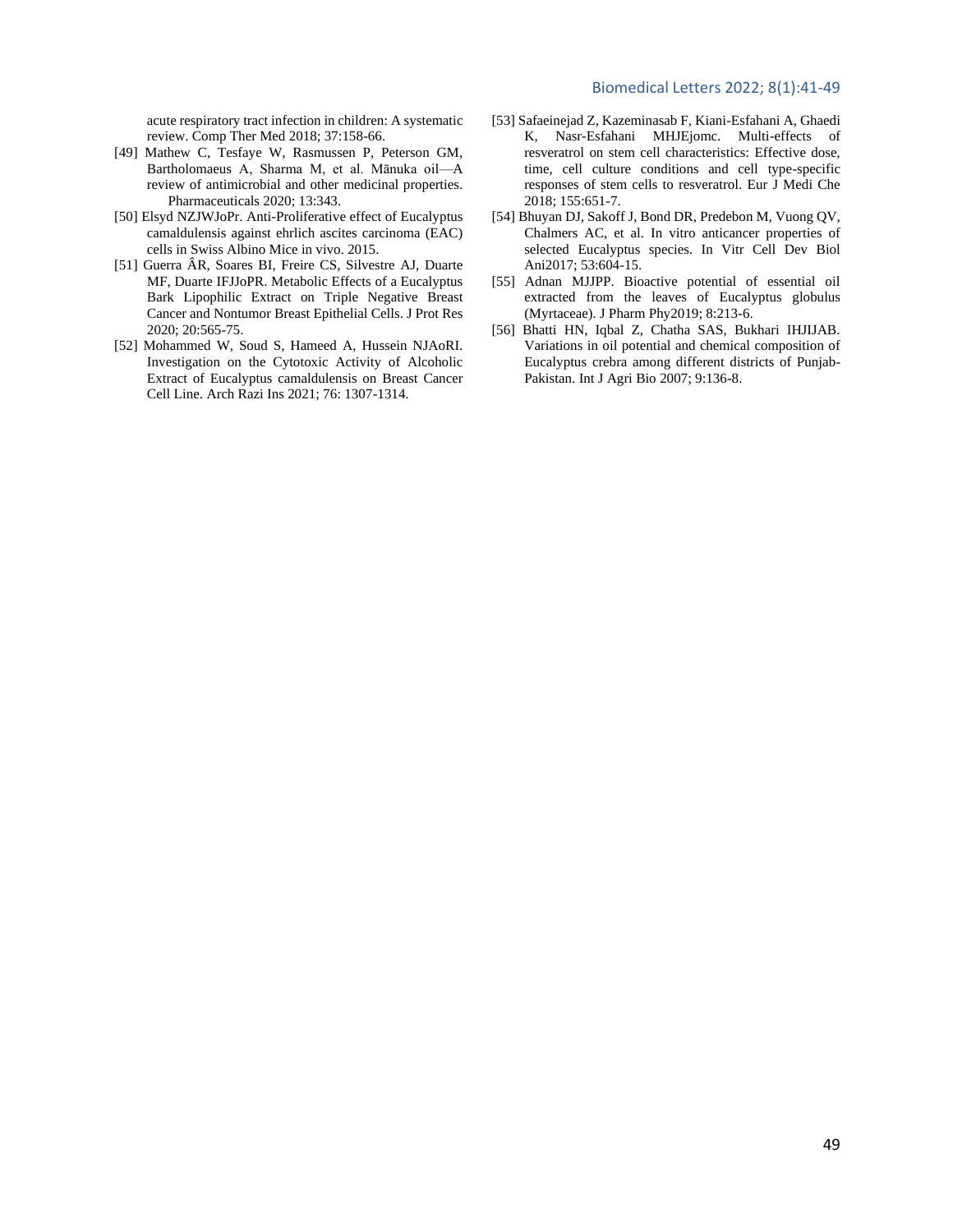acute respiratory tract infection in children: A systematic review. Comp Ther Med 2018; 37:158-66.

[49] Mathew C, Tesfaye W, Rasmussen P, Peterson GM, Bartholomaeus A, Sharma M, et al. Mānuka oil—A review of antimicrobial and other medicinal properties. Pharmaceuticals 2020; 13:343.

[50] Elsyd NZJWJoPr. Anti-Proliferative effect of Eucalyptus camaldulensis against ehrlich ascites carcinoma (EAC) cells in Swiss Albino Mice in vivo. 2015.

[51] Guerra ÂR, Soares BI, Freire CS, Silvestre AJ, Duarte MF, Duarte IFJJoPR. Metabolic Effects of a Eucalyptus Bark Lipophilic Extract on Triple Negative Breast Cancer and Nontumor Breast Epithelial Cells. J Prot Res 2020; 20:565-75.

[52] Mohammed W, Soud S, Hameed A, Hussein NJAoRI. Investigation on the Cytotoxic Activity of Alcoholic Extract of Eucalyptus camaldulensis on Breast Cancer Cell Line. Arch Razi Ins 2021; 76: 1307-1314.

[53] Safaeinejad Z, Kazeminasab F, Kiani-Esfahani A, Ghaedi K, Nasr-Esfahani MHJEjomc. Multi-effects of resveratrol on stem cell characteristics: Effective dose, time, cell culture conditions and cell type-specific responses of stem cells to resveratrol. Eur J Medi Che 2018; 155:651-7.

[54] Bhuyan DJ, Sakoff J, Bond DR, Predebon M, Vuong QV, Chalmers AC, et al. In vitro anticancer properties of selected Eucalyptus species. In Vitr Cell Dev Biol Ani2017; 53:604-15.

[55] Adnan MJJPP. Bioactive potential of essential oil extracted from the leaves of Eucalyptus globulus (Myrtaceae). J Pharm Phy2019; 8:213-6.

[56] Bhatti HN, Iqbal Z, Chatha SAS, Bukhari IHJIJAB. Variations in oil potential and chemical composition of Eucalyptus crebra among different districts of Punjab-Pakistan. Int J Agri Bio 2007; 9:136-8.